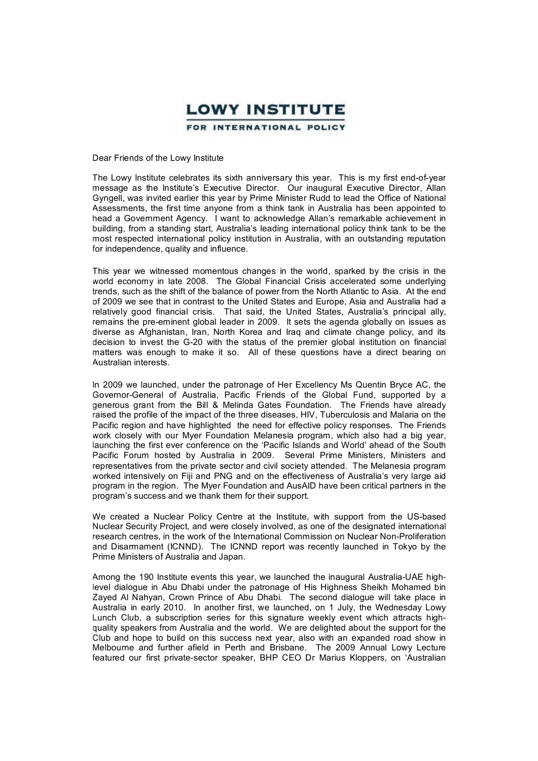# LOWY INSTITUTE

## FOR INTERNATIONAL POLICY

Dear Friends of the Lowy Institute

The Lowy Institute celebrates its sixth anniversary this year. This is my first end-of-year message as the Institute's Executive Director. Our inaugural Executive Director, Allan Gyngell, was invited earlier this year by Prime Minister Rudd to lead the Office of National Assessments, the first time anyone from a think tank in Australia has been appointed to head a Government Agency. I want to acknowledge Allan's remarkable achievement in building, from a standing start, Australia's leading international policy think tank to be the most respected international policy institution in Australia, with an outstanding reputation for independence, quality and influence.

This year we witnessed momentous changes in the world, sparked by the crisis in the world economy in late 2008. The Global Financial Crisis accelerated some underlying trends, such as the shift of the balance of power from the North Atlantic to Asia. At the end of 2009 we see that in contrast to the United States and Europe, Asia and Australia had a relatively good financial crisis. That said, the United States, Australia's principal ally, remains the pre-eminent global leader in 2009. It sets the agenda globally on issues as diverse as Afghanistan, Iran, North Korea and Iraq and climate change policy, and its decision to invest the G-20 with the status of the premier global institution on financial matters was enough to make it so. All of these questions have a direct bearing on Australian interests.

In 2009 we launched, under the patronage of Her Excellency Ms Quentin Bryce AC, the Governor-General of Australia, Pacific Friends of the Global Fund, supported by a generous grant from the Bill & Melinda Gates Foundation. The Friends have already raised the profile of the impact of the three diseases, HIV, Tuberculosis and Malaria on the Pacific region and have highlighted the need for effective policy responses. The Friends work closely with our Myer Foundation Melanesia program, which also had a big year, launching the first ever conference on the 'Pacific Islands and World' ahead of the South Pacific Forum hosted by Australia in 2009. Several Prime Ministers, Ministers and representatives from the private sector and civil society attended. The Melanesia program worked intensively on Fiji and PNG and on the effectiveness of Australia's very large aid program in the region. The Myer Foundation and AusAID have been critical partners in the program's success and we thank them for their support.

We created a Nuclear Policy Centre at the Institute, with support from the US-based Nuclear Security Project, and were closely involved, as one of the designated international research centres, in the work of the International Commission on Nuclear Non-Proliferation and Disarmament (ICNND). The ICNND report was recently launched in Tokyo by the Prime Ministers of Australia and Japan.

Among the 190 Institute events this year, we launched the inaugural Australia-UAE high-level dialogue in Abu Dhabi under the patronage of His Highness Sheikh Mohamed bin Zayed Al Nahyan, Crown Prince of Abu Dhabi. The second dialogue will take place in Australia in early 2010. In another first, we launched, on 1 July, the Wednesday Lowy Lunch Club, a subscription series for this signature weekly event which attracts high-quality speakers from Australia and the world. We are delighted about the support for the Club and hope to build on this success next year, also with an expanded road show in Melbourne and further afield in Perth and Brisbane. The 2009 Annual Lowy Lecture featured our first private-sector speaker, BHP CEO Dr Marius Kloppers, on 'Australian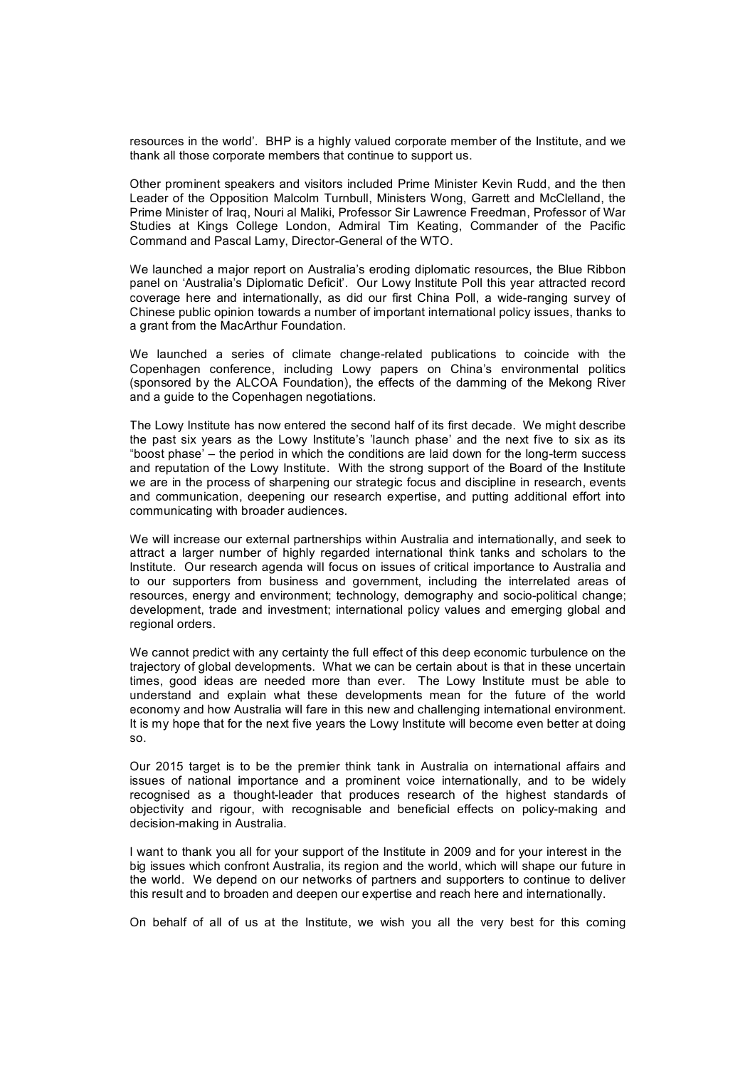resources in the world'. BHP is a highly valued corporate member of the Institute, and we thank all those corporate members that continue to support us.

Other prominent speakers and visitors included Prime Minister Kevin Rudd, and the then Leader of the Opposition Malcolm Turnbull, Ministers Wong, Garrett and McClelland, the Prime Minister of Iraq, Nouri al Maliki, Professor Sir Lawrence Freedman, Professor of War Studies at Kings College London, Admiral Tim Keating, Commander of the Pacific Command and Pascal Lamy, Director-General of the WTO.

We launched a major report on Australia's eroding diplomatic resources, the Blue Ribbon panel on 'Australia's Diplomatic Deficit'. Our Lowy Institute Poll this year attracted record coverage here and internationally, as did our first China Poll, a wide-ranging survey of Chinese public opinion towards a number of important international policy issues, thanks to a grant from the MacArthur Foundation.

We launched a series of climate change-related publications to coincide with the Copenhagen conference, including Lowy papers on China's environmental politics (sponsored by the ALCOA Foundation), the effects of the damming of the Mekong River and a guide to the Copenhagen negotiations.

The Lowy Institute has now entered the second half of its first decade. We might describe the past six years as the Lowy Institute's 'launch phase' and the next five to six as its "boost phase" – the period in which the conditions are laid down for the long-term success and reputation of the Lowy Institute. With the strong support of the Board of the Institute we are in the process of sharpening our strategic focus and discipline in research, events and communication, deepening our research expertise, and putting additional effort into communicating with broader audiences.

We will increase our external partnerships within Australia and internationally, and seek to attract a larger number of highly regarded international think tanks and scholars to the Institute. Our research agenda will focus on issues of critical importance to Australia and to our supporters from business and government, including the interrelated areas of resources, energy and environment; technology, demography and socio-political change; development, trade and investment; international policy values and emerging global and regional orders.

We cannot predict with any certainty the full effect of this deep economic turbulence on the trajectory of global developments. What we can be certain about is that in these uncertain times, good ideas are needed more than ever. The Lowy Institute must be able to understand and explain what these developments mean for the future of the world economy and how Australia will fare in this new and challenging international environment. It is my hope that for the next five years the Lowy Institute will become even better at doing so.

Our 2015 target is to be the premier think tank in Australia on international affairs and issues of national importance and a prominent voice internationally, and to be widely recognised as a thought-leader that produces research of the highest standards of objectivity and rigour, with recognisable and beneficial effects on policy-making and decision-making in Australia.

I want to thank you all for your support of the Institute in 2009 and for your interest in the big issues which confront Australia, its region and the world, which will shape our future in the world. We depend on our networks of partners and supporters to continue to deliver this result and to broaden and deepen our expertise and reach here and internationally.

On behalf of all of us at the Institute, we wish you all the very best for this coming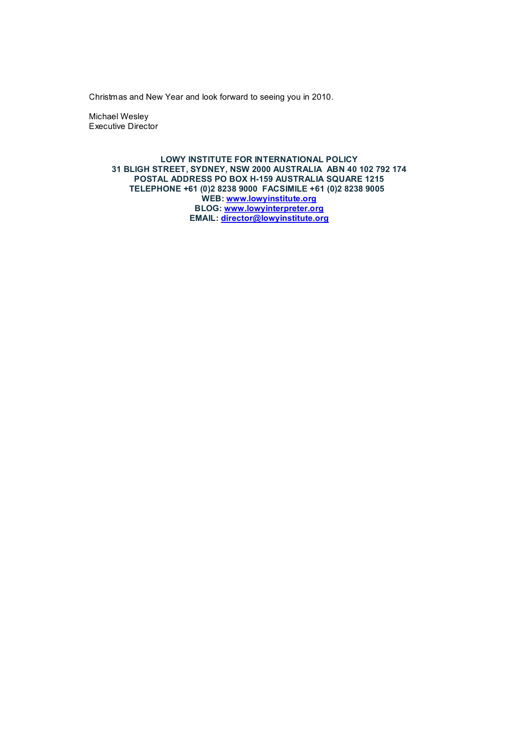Christmas and New Year and look forward to seeing you in 2010.

Michael Wesley  
Executive Director

**LOWY INSTITUTE FOR INTERNATIONAL POLICY**  
**31 BLIGH STREET, SYDNEY, NSW 2000 AUSTRALIA ABN 40 102 792 174**  
**POSTAL ADDRESS PO BOX H-159 AUSTRALIA SQUARE 1215**  
**TELEPHONE +61 (0)2 8238 9000 FACSIMILE +61 (0)2 8238 9005**  
**WEB: www.lowyinstitute.org**  
**BLOG: www.lowyinterpreter.org**  
**EMAIL: director@lowyinstitute.org**